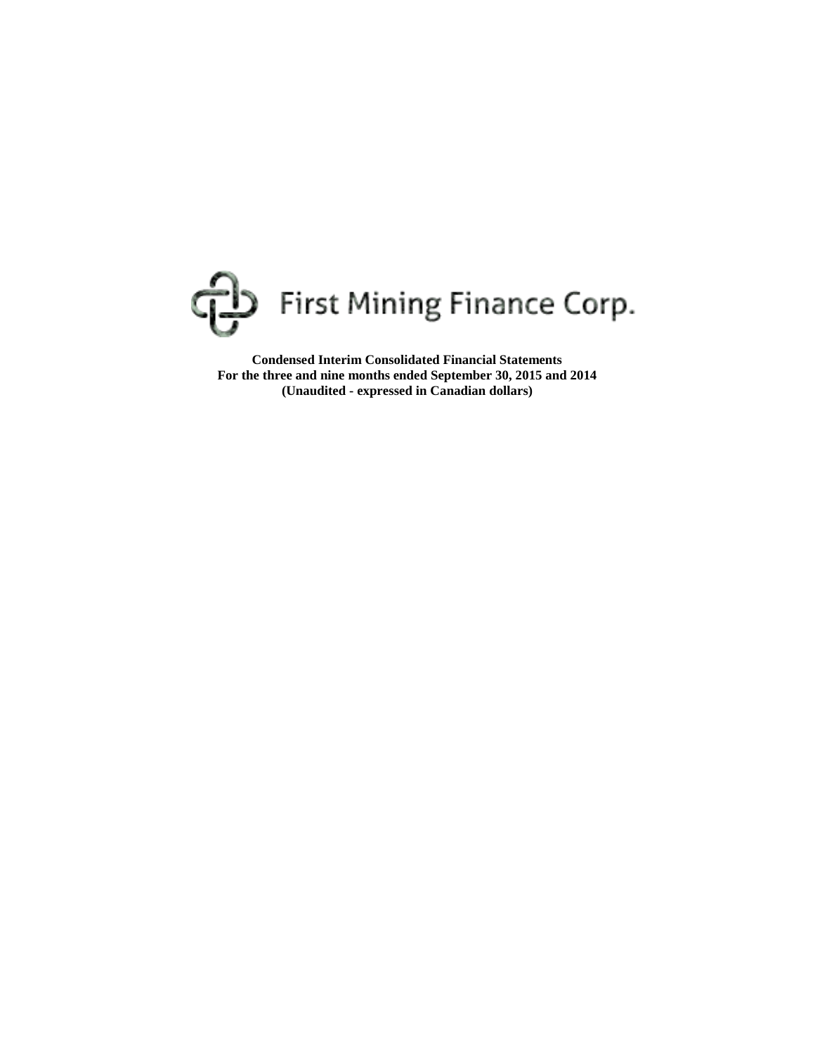# First Mining Finance Corp.

**Condensed Interim Consolidated Financial Statements**
**For the three and nine months ended September 30, 2015 and 2014**
**(Unaudited - expressed in Canadian dollars)**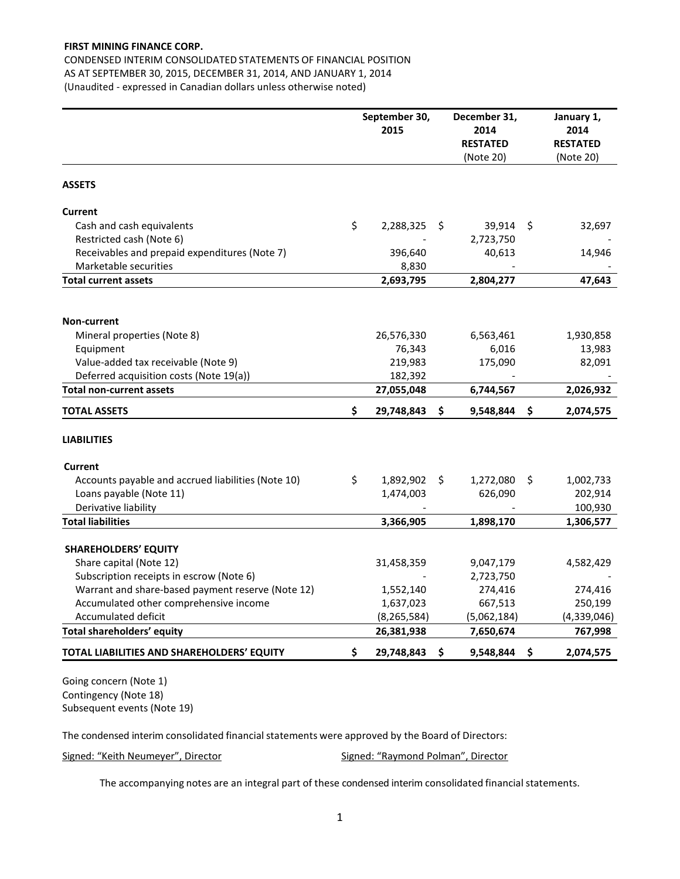**FIRST MINING FINANCE CORP.**

CONDENSED INTERIM CONSOLIDATED STATEMENTS OF FINANCIAL POSITION
AS AT SEPTEMBER 30, 2015, DECEMBER 31, 2014, AND JANUARY 1, 2014
(Unaudited - expressed in Canadian dollars unless otherwise noted)

| | September 30, 2015 | December 31, 2014 RESTATED (Note 20) | January 1, 2014 RESTATED (Note 20) |
|---|---|---|---|
| **ASSETS** | | | |
| **Current** | | | |
| Cash and cash equivalents | $ 2,288,325 | $ 39,914 | $ 32,697 |
| Restricted cash (Note 6) | - | 2,723,750 | - |
| Receivables and prepaid expenditures (Note 7) | 396,640 | 40,613 | 14,946 |
| Marketable securities | 8,830 | - | - |
| **Total current assets** | **2,693,795** | **2,804,277** | **47,643** |
| **Non-current** | | | |
| Mineral properties (Note 8) | 26,576,330 | 6,563,461 | 1,930,858 |
| Equipment | 76,343 | 6,016 | 13,983 |
| Value-added tax receivable (Note 9) | 219,983 | 175,090 | 82,091 |
| Deferred acquisition costs (Note 19(a)) | 182,392 | - | - |
| **Total non-current assets** | **27,055,048** | **6,744,567** | **2,026,932** |
| **TOTAL ASSETS** | **$ 29,748,843** | **$ 9,548,844** | **$ 2,074,575** |
| **LIABILITIES** | | | |
| **Current** | | | |
| Accounts payable and accrued liabilities (Note 10) | $ 1,892,902 | $ 1,272,080 | $ 1,002,733 |
| Loans payable (Note 11) | 1,474,003 | 626,090 | 202,914 |
| Derivative liability | - | - | 100,930 |
| **Total liabilities** | **3,366,905** | **1,898,170** | **1,306,577** |
| **SHAREHOLDERS' EQUITY** | | | |
| Share capital (Note 12) | 31,458,359 | 9,047,179 | 4,582,429 |
| Subscription receipts in escrow (Note 6) | - | 2,723,750 | - |
| Warrant and share-based payment reserve (Note 12) | 1,552,140 | 274,416 | 274,416 |
| Accumulated other comprehensive income | 1,637,023 | 667,513 | 250,199 |
| Accumulated deficit | (8,265,584) | (5,062,184) | (4,339,046) |
| **Total shareholders' equity** | **26,381,938** | **7,650,674** | **767,998** |
| **TOTAL LIABILITIES AND SHAREHOLDERS' EQUITY** | **$ 29,748,843** | **$ 9,548,844** | **$ 2,074,575** |

Going concern (Note 1)
Contingency (Note 18)
Subsequent events (Note 19)

The condensed interim consolidated financial statements were approved by the Board of Directors:

Signed: "Keith Neumeyer", Director  Signed: "Raymond Polman", Director

The accompanying notes are an integral part of these condensed interim consolidated financial statements.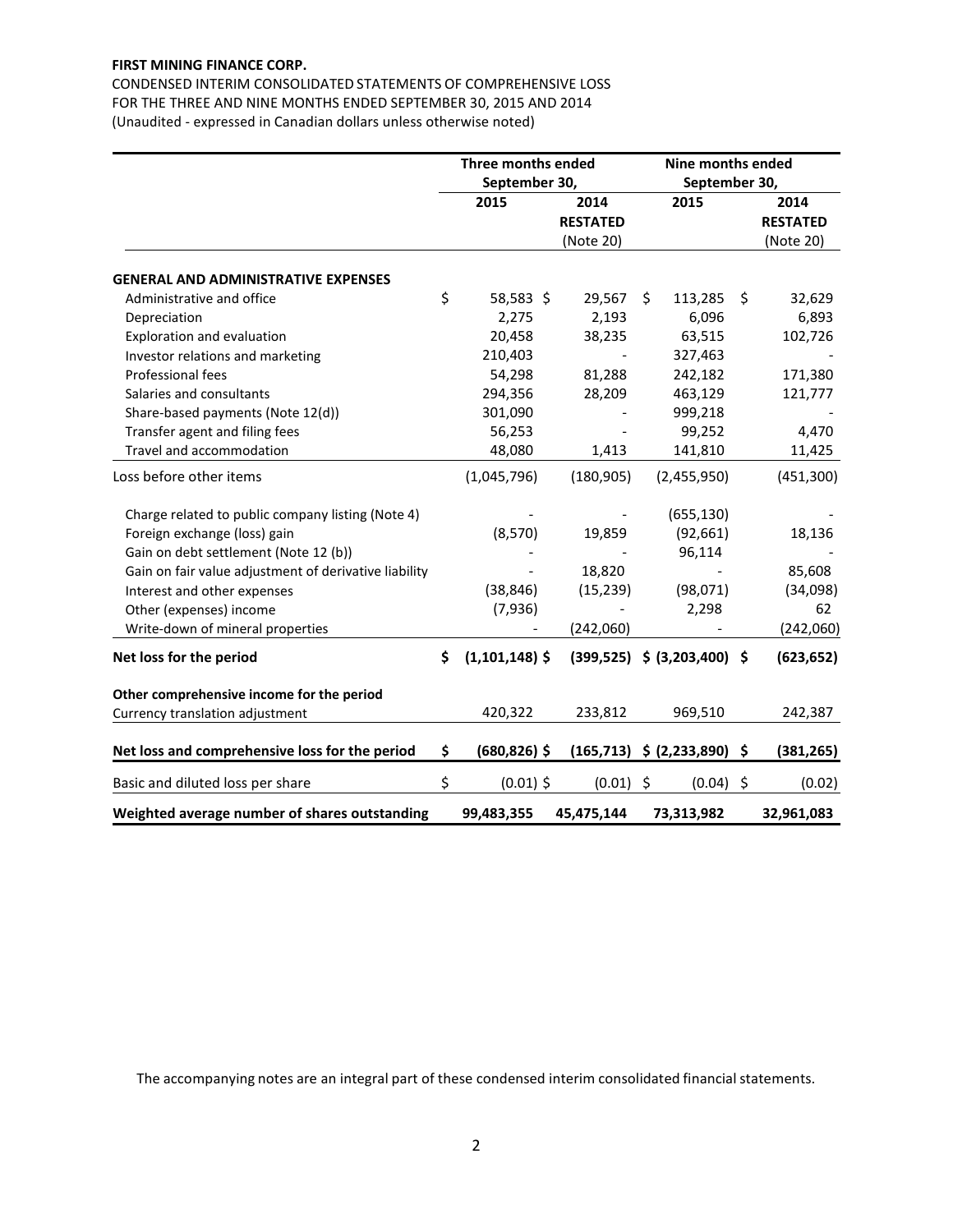**FIRST MINING FINANCE CORP.**

CONDENSED INTERIM CONSOLIDATED STATEMENTS OF COMPREHENSIVE LOSS
FOR THE THREE AND NINE MONTHS ENDED SEPTEMBER 30, 2015 AND 2014
(Unaudited - expressed in Canadian dollars unless otherwise noted)

| | Three months ended September 30, | | Nine months ended September 30, | |
|---|---|---|---|---|
| | 2015 | 2014 RESTATED (Note 20) | 2015 | 2014 RESTATED (Note 20) |
| **GENERAL AND ADMINISTRATIVE EXPENSES** | | | | |
| Administrative and office | $ 58,583 | $ 29,567 | $ 113,285 | $ 32,629 |
| Depreciation | 2,275 | 2,193 | 6,096 | 6,893 |
| Exploration and evaluation | 20,458 | 38,235 | 63,515 | 102,726 |
| Investor relations and marketing | 210,403 | - | 327,463 | - |
| Professional fees | 54,298 | 81,288 | 242,182 | 171,380 |
| Salaries and consultants | 294,356 | 28,209 | 463,129 | 121,777 |
| Share-based payments (Note 12(d)) | 301,090 | - | 999,218 | - |
| Transfer agent and filing fees | 56,253 | - | 99,252 | 4,470 |
| Travel and accommodation | 48,080 | 1,413 | 141,810 | 11,425 |
| Loss before other items | (1,045,796) | (180,905) | (2,455,950) | (451,300) |
| Charge related to public company listing (Note 4) | - | - | (655,130) | - |
| Foreign exchange (loss) gain | (8,570) | 19,859 | (92,661) | 18,136 |
| Gain on debt settlement (Note 12 (b)) | - | - | 96,114 | - |
| Gain on fair value adjustment of derivative liability | - | 18,820 | - | 85,608 |
| Interest and other expenses | (38,846) | (15,239) | (98,071) | (34,098) |
| Other (expenses) income | (7,936) | - | 2,298 | 62 |
| Write-down of mineral properties | - | (242,060) | - | (242,060) |
| **Net loss for the period** | **$ (1,101,148)** | **$ (399,525)** | **$ (3,203,400)** | **$ (623,652)** |
| **Other comprehensive income for the period** | | | | |
| Currency translation adjustment | 420,322 | 233,812 | 969,510 | 242,387 |
| **Net loss and comprehensive loss for the period** | **$ (680,826)** | **$ (165,713)** | **$ (2,233,890)** | **$ (381,265)** |
| Basic and diluted loss per share | $ (0.01) | $ (0.01) | $ (0.04) | $ (0.02) |
| **Weighted average number of shares outstanding** | **99,483,355** | **45,475,144** | **73,313,982** | **32,961,083** |

The accompanying notes are an integral part of these condensed interim consolidated financial statements.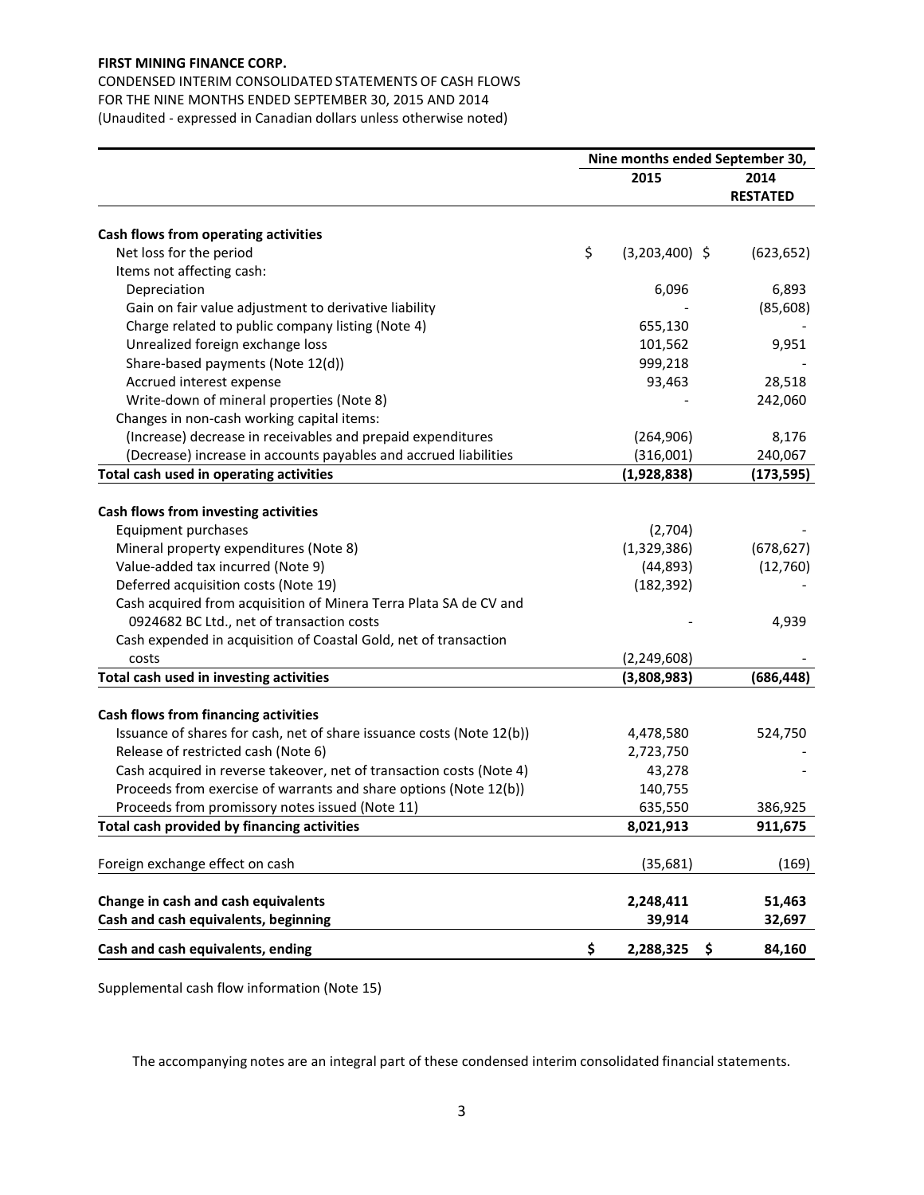**FIRST MINING FINANCE CORP.**

CONDENSED INTERIM CONSOLIDATED STATEMENTS OF CASH FLOWS
FOR THE NINE MONTHS ENDED SEPTEMBER 30, 2015 AND 2014
(Unaudited - expressed in Canadian dollars unless otherwise noted)

| | Nine months ended September 30, | |
|---|---|---|
| | **2015** | **2014 RESTATED** |
| **Cash flows from operating activities** | | |
| Net loss for the period | $ (3,203,400) | $ (623,652) |
| Items not affecting cash: | | |
| Depreciation | 6,096 | 6,893 |
| Gain on fair value adjustment to derivative liability | - | (85,608) |
| Charge related to public company listing (Note 4) | 655,130 | - |
| Unrealized foreign exchange loss | 101,562 | 9,951 |
| Share-based payments (Note 12(d)) | 999,218 | - |
| Accrued interest expense | 93,463 | 28,518 |
| Write-down of mineral properties (Note 8) | - | 242,060 |
| Changes in non-cash working capital items: | | |
| (Increase) decrease in receivables and prepaid expenditures | (264,906) | 8,176 |
| (Decrease) increase in accounts payables and accrued liabilities | (316,001) | 240,067 |
| **Total cash used in operating activities** | **(1,928,838)** | **(173,595)** |
| **Cash flows from investing activities** | | |
| Equipment purchases | (2,704) | - |
| Mineral property expenditures (Note 8) | (1,329,386) | (678,627) |
| Value-added tax incurred (Note 9) | (44,893) | (12,760) |
| Deferred acquisition costs (Note 19) | (182,392) | - |
| Cash acquired from acquisition of Minera Terra Plata SA de CV and 0924682 BC Ltd., net of transaction costs | - | 4,939 |
| Cash expended in acquisition of Coastal Gold, net of transaction costs | (2,249,608) | - |
| **Total cash used in investing activities** | **(3,808,983)** | **(686,448)** |
| **Cash flows from financing activities** | | |
| Issuance of shares for cash, net of share issuance costs (Note 12(b)) | 4,478,580 | 524,750 |
| Release of restricted cash (Note 6) | 2,723,750 | - |
| Cash acquired in reverse takeover, net of transaction costs (Note 4) | 43,278 | - |
| Proceeds from exercise of warrants and share options (Note 12(b)) | 140,755 | |
| Proceeds from promissory notes issued (Note 11) | 635,550 | 386,925 |
| **Total cash provided by financing activities** | **8,021,913** | **911,675** |
| Foreign exchange effect on cash | (35,681) | (169) |
| **Change in cash and cash equivalents** | **2,248,411** | **51,463** |
| **Cash and cash equivalents, beginning** | **39,914** | **32,697** |
| **Cash and cash equivalents, ending** | **$ 2,288,325** | **$ 84,160** |

Supplemental cash flow information (Note 15)

The accompanying notes are an integral part of these condensed interim consolidated financial statements.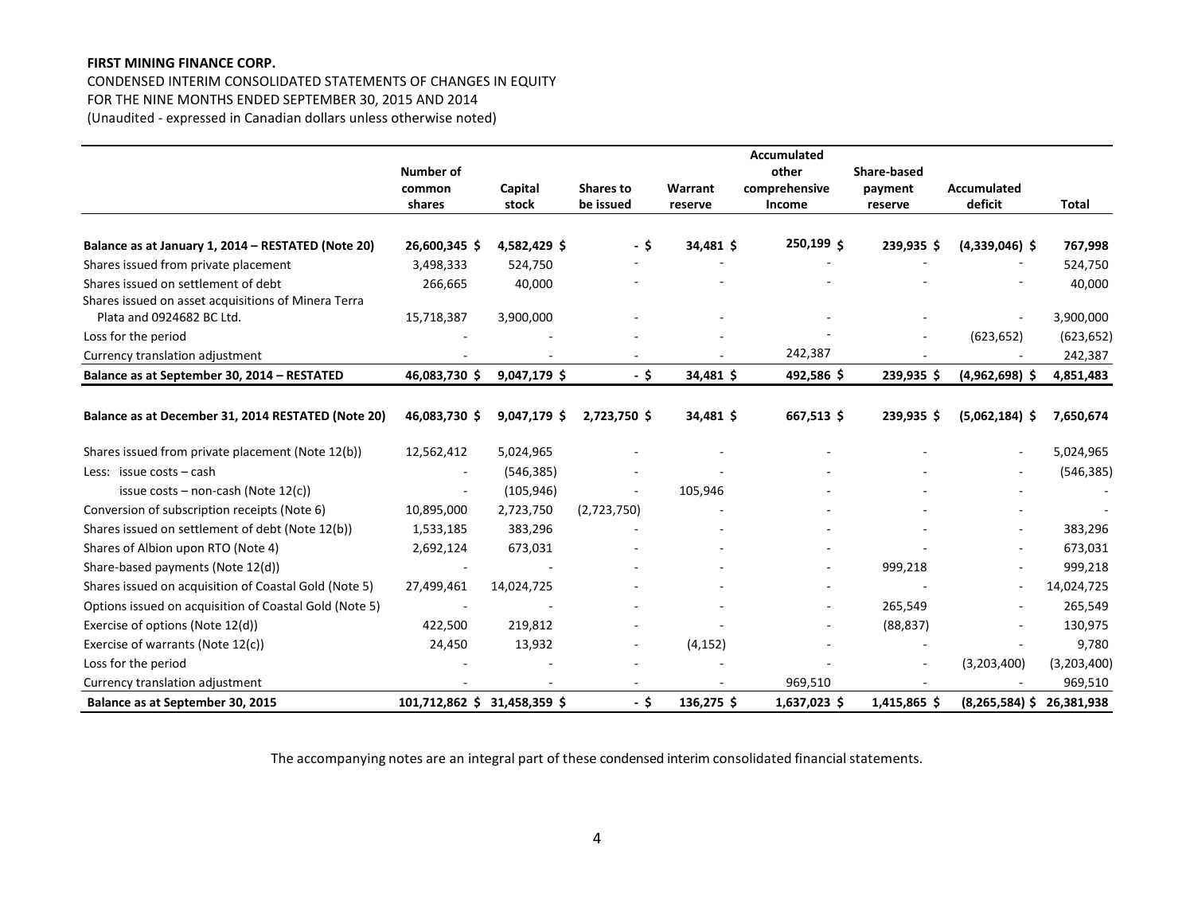**FIRST MINING FINANCE CORP.**

CONDENSED INTERIM CONSOLIDATED STATEMENTS OF CHANGES IN EQUITY
FOR THE NINE MONTHS ENDED SEPTEMBER 30, 2015 AND 2014
(Unaudited - expressed in Canadian dollars unless otherwise noted)

| | Number of common shares | Capital stock | Shares to be issued | Warrant reserve | Accumulated other comprehensive Income | Share-based payment reserve | Accumulated deficit | Total |
|---|---|---|---|---|---|---|---|---|
| **Balance as at January 1, 2014 – RESTATED (Note 20)** | **26,600,345 $** | **4,582,429 $** | **- $** | **34,481 $** | **250,199 $** | **239,935 $** | **(4,339,046) $** | **767,998** |
| Shares issued from private placement | 3,498,333 | 524,750 | - | - | - | - | - | 524,750 |
| Shares issued on settlement of debt | 266,665 | 40,000 | - | - | - | - | - | 40,000 |
| Shares issued on asset acquisitions of Minera Terra Plata and 0924682 BC Ltd. | 15,718,387 | 3,900,000 | - | - | - | - | - | 3,900,000 |
| Loss for the period | - | - | - | - | - | - | (623,652) | (623,652) |
| Currency translation adjustment | - | - | - | - | 242,387 | - | - | 242,387 |
| **Balance as at September 30, 2014 – RESTATED** | **46,083,730 $** | **9,047,179 $** | **- $** | **34,481 $** | **492,586 $** | **239,935 $** | **(4,962,698) $** | **4,851,483** |
| | | | | | | | | |
| **Balance as at December 31, 2014 RESTATED (Note 20)** | **46,083,730 $** | **9,047,179 $** | **2,723,750 $** | **34,481 $** | **667,513 $** | **239,935 $** | **(5,062,184) $** | **7,650,674** |
| Shares issued from private placement (Note 12(b)) | 12,562,412 | 5,024,965 | - | - | - | - | - | 5,024,965 |
| Less: issue costs – cash | - | (546,385) | - | - | - | - | - | (546,385) |
| issue costs – non-cash (Note 12(c)) | - | (105,946) | - | 105,946 | - | - | - | - |
| Conversion of subscription receipts (Note 6) | 10,895,000 | 2,723,750 | (2,723,750) | - | - | - | - | - |
| Shares issued on settlement of debt (Note 12(b)) | 1,533,185 | 383,296 | - | - | - | - | - | 383,296 |
| Shares of Albion upon RTO (Note 4) | 2,692,124 | 673,031 | - | - | - | - | - | 673,031 |
| Share-based payments (Note 12(d)) | - | - | - | - | - | 999,218 | - | 999,218 |
| Shares issued on acquisition of Coastal Gold (Note 5) | 27,499,461 | 14,024,725 | - | - | - | - | - | 14,024,725 |
| Options issued on acquisition of Coastal Gold (Note 5) | - | - | - | - | - | 265,549 | - | 265,549 |
| Exercise of options (Note 12(d)) | 422,500 | 219,812 | - | - | - | (88,837) | - | 130,975 |
| Exercise of warrants (Note 12(c)) | 24,450 | 13,932 | - | (4,152) | - | - | - | 9,780 |
| Loss for the period | - | - | - | - | - | - | (3,203,400) | (3,203,400) |
| Currency translation adjustment | - | - | - | - | 969,510 | - | - | 969,510 |
| **Balance as at September 30, 2015** | **101,712,862 $** | **31,458,359 $** | **- $** | **136,275 $** | **1,637,023 $** | **1,415,865 $** | **(8,265,584) $** | **26,381,938** |

The accompanying notes are an integral part of these condensed interim consolidated financial statements.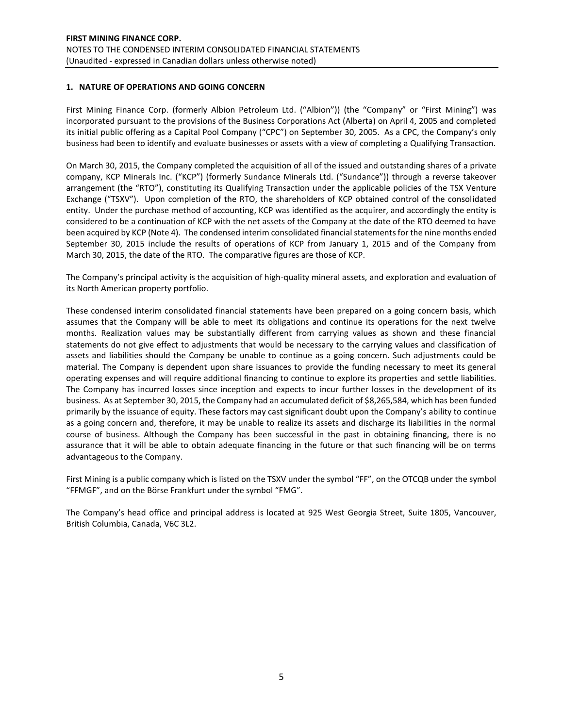## 1. NATURE OF OPERATIONS AND GOING CONCERN

First Mining Finance Corp. (formerly Albion Petroleum Ltd. ("Albion")) (the "Company" or "First Mining") was incorporated pursuant to the provisions of the Business Corporations Act (Alberta) on April 4, 2005 and completed its initial public offering as a Capital Pool Company ("CPC") on September 30, 2005. As a CPC, the Company's only business had been to identify and evaluate businesses or assets with a view of completing a Qualifying Transaction.

On March 30, 2015, the Company completed the acquisition of all of the issued and outstanding shares of a private company, KCP Minerals Inc. ("KCP") (formerly Sundance Minerals Ltd. ("Sundance")) through a reverse takeover arrangement (the "RTO"), constituting its Qualifying Transaction under the applicable policies of the TSX Venture Exchange ("TSXV"). Upon completion of the RTO, the shareholders of KCP obtained control of the consolidated entity. Under the purchase method of accounting, KCP was identified as the acquirer, and accordingly the entity is considered to be a continuation of KCP with the net assets of the Company at the date of the RTO deemed to have been acquired by KCP (Note 4). The condensed interim consolidated financial statements for the nine months ended September 30, 2015 include the results of operations of KCP from January 1, 2015 and of the Company from March 30, 2015, the date of the RTO. The comparative figures are those of KCP.

The Company's principal activity is the acquisition of high-quality mineral assets, and exploration and evaluation of its North American property portfolio.

These condensed interim consolidated financial statements have been prepared on a going concern basis, which assumes that the Company will be able to meet its obligations and continue its operations for the next twelve months. Realization values may be substantially different from carrying values as shown and these financial statements do not give effect to adjustments that would be necessary to the carrying values and classification of assets and liabilities should the Company be unable to continue as a going concern. Such adjustments could be material. The Company is dependent upon share issuances to provide the funding necessary to meet its general operating expenses and will require additional financing to continue to explore its properties and settle liabilities. The Company has incurred losses since inception and expects to incur further losses in the development of its business. As at September 30, 2015, the Company had an accumulated deficit of $8,265,584, which has been funded primarily by the issuance of equity. These factors may cast significant doubt upon the Company's ability to continue as a going concern and, therefore, it may be unable to realize its assets and discharge its liabilities in the normal course of business. Although the Company has been successful in the past in obtaining financing, there is no assurance that it will be able to obtain adequate financing in the future or that such financing will be on terms advantageous to the Company.

First Mining is a public company which is listed on the TSXV under the symbol "FF", on the OTCQB under the symbol "FFMGF", and on the Börse Frankfurt under the symbol "FMG".

The Company's head office and principal address is located at 925 West Georgia Street, Suite 1805, Vancouver, British Columbia, Canada, V6C 3L2.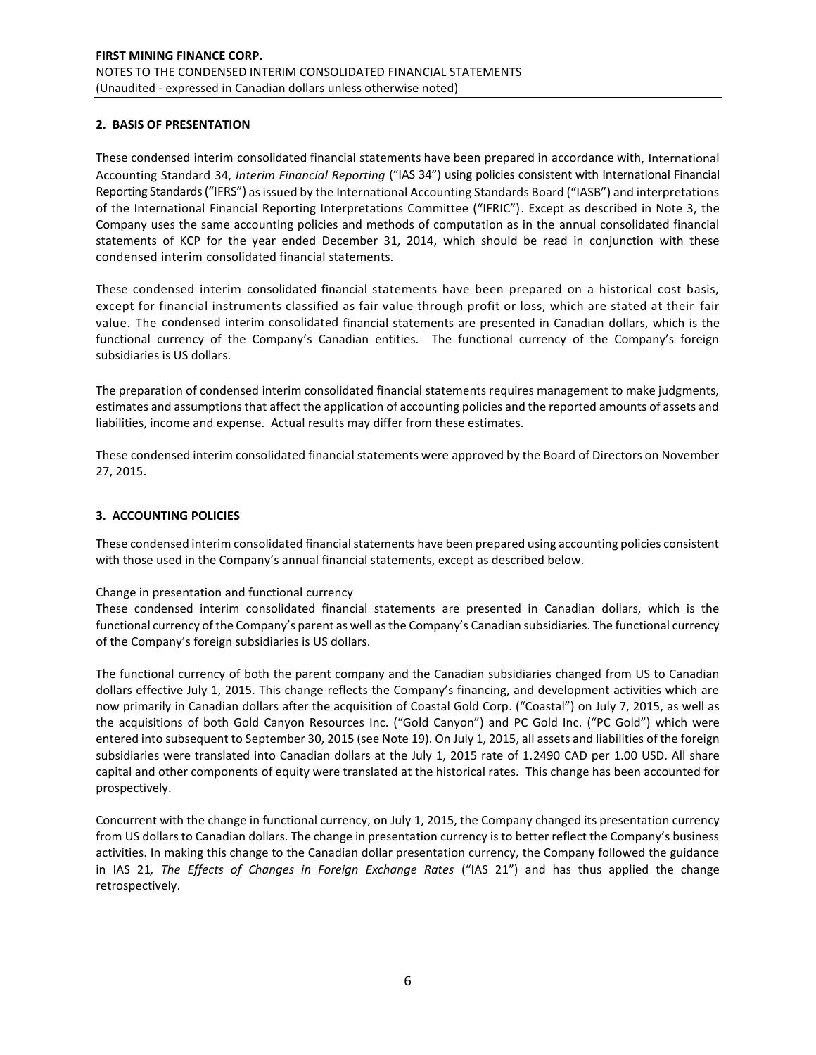## 2. BASIS OF PRESENTATION

These condensed interim consolidated financial statements have been prepared in accordance with, International Accounting Standard 34, *Interim Financial Reporting* ("IAS 34") using policies consistent with International Financial Reporting Standards ("IFRS") as issued by the International Accounting Standards Board ("IASB") and interpretations of the International Financial Reporting Interpretations Committee ("IFRIC"). Except as described in Note 3, the Company uses the same accounting policies and methods of computation as in the annual consolidated financial statements of KCP for the year ended December 31, 2014, which should be read in conjunction with these condensed interim consolidated financial statements.

These condensed interim consolidated financial statements have been prepared on a historical cost basis, except for financial instruments classified as fair value through profit or loss, which are stated at their fair value. The condensed interim consolidated financial statements are presented in Canadian dollars, which is the functional currency of the Company's Canadian entities. The functional currency of the Company's foreign subsidiaries is US dollars.

The preparation of condensed interim consolidated financial statements requires management to make judgments, estimates and assumptions that affect the application of accounting policies and the reported amounts of assets and liabilities, income and expense. Actual results may differ from these estimates.

These condensed interim consolidated financial statements were approved by the Board of Directors on November 27, 2015.

## 3. ACCOUNTING POLICIES

These condensed interim consolidated financial statements have been prepared using accounting policies consistent with those used in the Company's annual financial statements, except as described below.

Change in presentation and functional currency

These condensed interim consolidated financial statements are presented in Canadian dollars, which is the functional currency of the Company's parent as well as the Company's Canadian subsidiaries. The functional currency of the Company's foreign subsidiaries is US dollars.

The functional currency of both the parent company and the Canadian subsidiaries changed from US to Canadian dollars effective July 1, 2015. This change reflects the Company's financing, and development activities which are now primarily in Canadian dollars after the acquisition of Coastal Gold Corp. ("Coastal") on July 7, 2015, as well as the acquisitions of both Gold Canyon Resources Inc. ("Gold Canyon") and PC Gold Inc. ("PC Gold") which were entered into subsequent to September 30, 2015 (see Note 19). On July 1, 2015, all assets and liabilities of the foreign subsidiaries were translated into Canadian dollars at the July 1, 2015 rate of 1.2490 CAD per 1.00 USD. All share capital and other components of equity were translated at the historical rates. This change has been accounted for prospectively.

Concurrent with the change in functional currency, on July 1, 2015, the Company changed its presentation currency from US dollars to Canadian dollars. The change in presentation currency is to better reflect the Company's business activities. In making this change to the Canadian dollar presentation currency, the Company followed the guidance in IAS 21*, The Effects of Changes in Foreign Exchange Rates* ("IAS 21") and has thus applied the change retrospectively.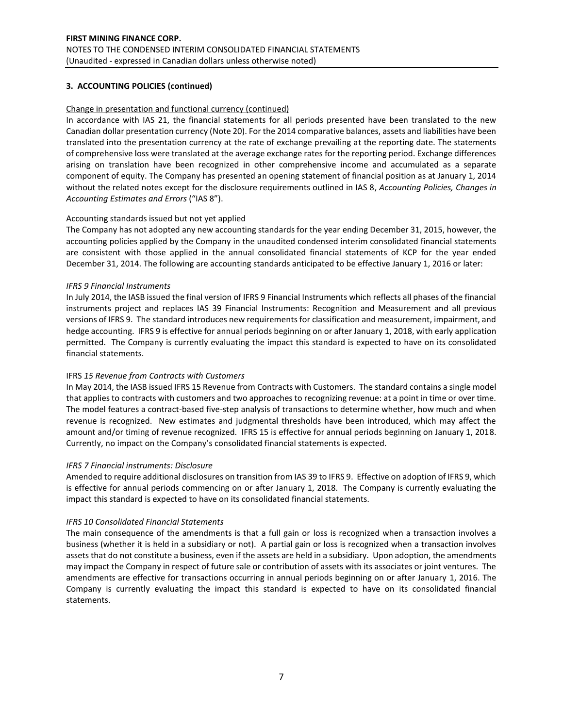**3. ACCOUNTING POLICIES (continued)**

Change in presentation and functional currency (continued)

In accordance with IAS 21, the financial statements for all periods presented have been translated to the new Canadian dollar presentation currency (Note 20). For the 2014 comparative balances, assets and liabilities have been translated into the presentation currency at the rate of exchange prevailing at the reporting date. The statements of comprehensive loss were translated at the average exchange rates for the reporting period. Exchange differences arising on translation have been recognized in other comprehensive income and accumulated as a separate component of equity. The Company has presented an opening statement of financial position as at January 1, 2014 without the related notes except for the disclosure requirements outlined in IAS 8, *Accounting Policies, Changes in Accounting Estimates and Errors* ("IAS 8").

Accounting standards issued but not yet applied

The Company has not adopted any new accounting standards for the year ending December 31, 2015, however, the accounting policies applied by the Company in the unaudited condensed interim consolidated financial statements are consistent with those applied in the annual consolidated financial statements of KCP for the year ended December 31, 2014. The following are accounting standards anticipated to be effective January 1, 2016 or later:

*IFRS 9 Financial Instruments*

In July 2014, the IASB issued the final version of IFRS 9 Financial Instruments which reflects all phases of the financial instruments project and replaces IAS 39 Financial Instruments: Recognition and Measurement and all previous versions of IFRS 9. The standard introduces new requirements for classification and measurement, impairment, and hedge accounting. IFRS 9 is effective for annual periods beginning on or after January 1, 2018, with early application permitted. The Company is currently evaluating the impact this standard is expected to have on its consolidated financial statements.

IFRS *15 Revenue from Contracts with Customers*

In May 2014, the IASB issued IFRS 15 Revenue from Contracts with Customers. The standard contains a single model that applies to contracts with customers and two approaches to recognizing revenue: at a point in time or over time. The model features a contract-based five-step analysis of transactions to determine whether, how much and when revenue is recognized. New estimates and judgmental thresholds have been introduced, which may affect the amount and/or timing of revenue recognized. IFRS 15 is effective for annual periods beginning on January 1, 2018. Currently, no impact on the Company's consolidated financial statements is expected.

*IFRS 7 Financial instruments: Disclosure*

Amended to require additional disclosures on transition from IAS 39 to IFRS 9. Effective on adoption of IFRS 9, which is effective for annual periods commencing on or after January 1, 2018. The Company is currently evaluating the impact this standard is expected to have on its consolidated financial statements.

*IFRS 10 Consolidated Financial Statements*

The main consequence of the amendments is that a full gain or loss is recognized when a transaction involves a business (whether it is held in a subsidiary or not). A partial gain or loss is recognized when a transaction involves assets that do not constitute a business, even if the assets are held in a subsidiary. Upon adoption, the amendments may impact the Company in respect of future sale or contribution of assets with its associates or joint ventures. The amendments are effective for transactions occurring in annual periods beginning on or after January 1, 2016. The Company is currently evaluating the impact this standard is expected to have on its consolidated financial statements.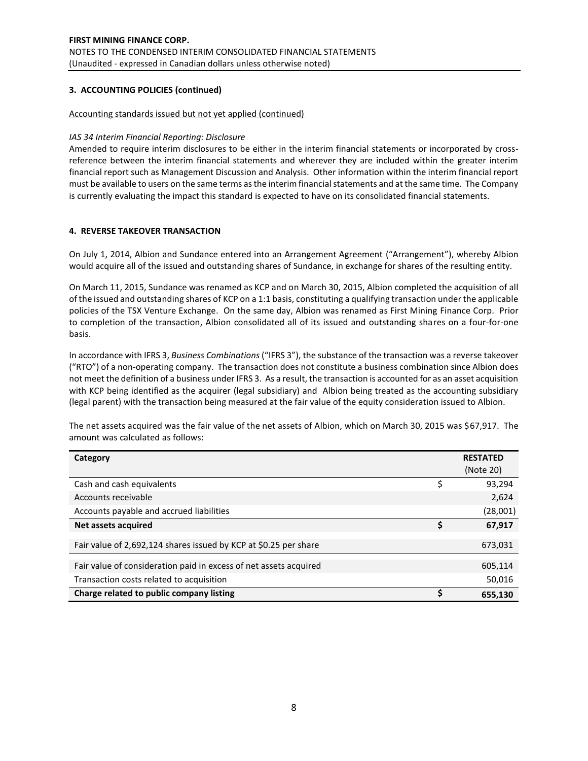**FIRST MINING FINANCE CORP.**
NOTES TO THE CONDENSED INTERIM CONSOLIDATED FINANCIAL STATEMENTS
(Unaudited - expressed in Canadian dollars unless otherwise noted)

### 3. ACCOUNTING POLICIES (continued)

Accounting standards issued but not yet applied (continued)

*IAS 34 Interim Financial Reporting: Disclosure*
Amended to require interim disclosures to be either in the interim financial statements or incorporated by cross-reference between the interim financial statements and wherever they are included within the greater interim financial report such as Management Discussion and Analysis. Other information within the interim financial report must be available to users on the same terms as the interim financial statements and at the same time. The Company is currently evaluating the impact this standard is expected to have on its consolidated financial statements.

### 4. REVERSE TAKEOVER TRANSACTION

On July 1, 2014, Albion and Sundance entered into an Arrangement Agreement ("Arrangement"), whereby Albion would acquire all of the issued and outstanding shares of Sundance, in exchange for shares of the resulting entity.

On March 11, 2015, Sundance was renamed as KCP and on March 30, 2015, Albion completed the acquisition of all of the issued and outstanding shares of KCP on a 1:1 basis, constituting a qualifying transaction under the applicable policies of the TSX Venture Exchange. On the same day, Albion was renamed as First Mining Finance Corp. Prior to completion of the transaction, Albion consolidated all of its issued and outstanding shares on a four-for-one basis.

In accordance with IFRS 3, *Business Combinations* ("IFRS 3"), the substance of the transaction was a reverse takeover ("RTO") of a non-operating company. The transaction does not constitute a business combination since Albion does not meet the definition of a business under IFRS 3. As a result, the transaction is accounted for as an asset acquisition with KCP being identified as the acquirer (legal subsidiary) and Albion being treated as the accounting subsidiary (legal parent) with the transaction being measured at the fair value of the equity consideration issued to Albion.

The net assets acquired was the fair value of the net assets of Albion, which on March 30, 2015 was $67,917. The amount was calculated as follows:

| Category | | RESTATED (Note 20) |
|---|---|---|
| Cash and cash equivalents | $ | 93,294 |
| Accounts receivable | | 2,624 |
| Accounts payable and accrued liabilities | | (28,001) |
| **Net assets acquired** | **$** | **67,917** |
| Fair value of 2,692,124 shares issued by KCP at $0.25 per share | | 673,031 |
| Fair value of consideration paid in excess of net assets acquired | | 605,114 |
| Transaction costs related to acquisition | | 50,016 |
| **Charge related to public company listing** | **$** | **655,130** |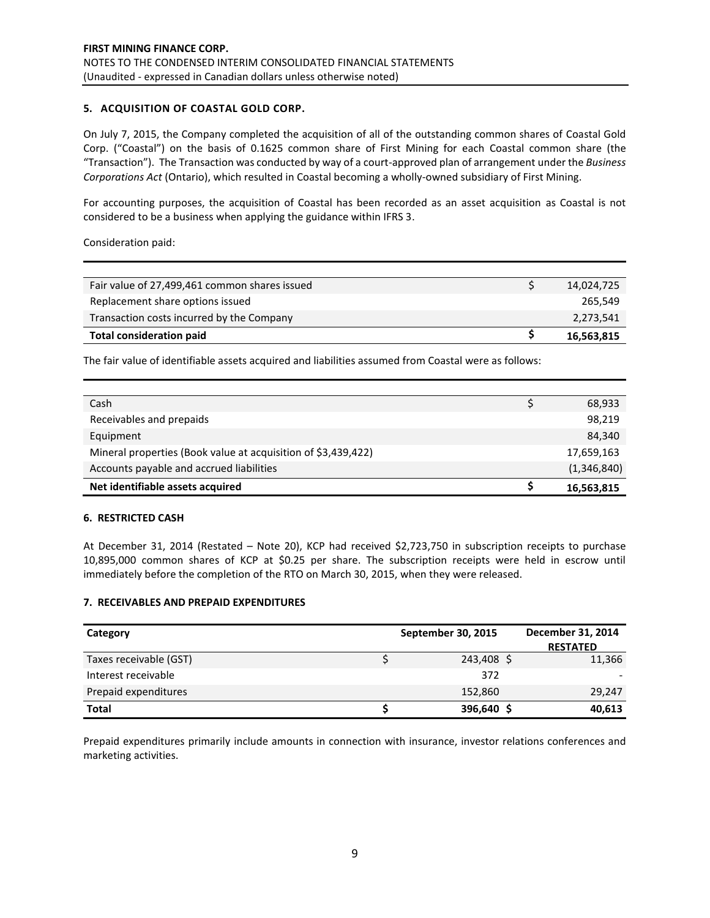### 5. ACQUISITION OF COASTAL GOLD CORP.

On July 7, 2015, the Company completed the acquisition of all of the outstanding common shares of Coastal Gold Corp. ("Coastal") on the basis of 0.1625 common share of First Mining for each Coastal common share (the "Transaction"). The Transaction was conducted by way of a court-approved plan of arrangement under the *Business Corporations Act* (Ontario), which resulted in Coastal becoming a wholly-owned subsidiary of First Mining.

For accounting purposes, the acquisition of Coastal has been recorded as an asset acquisition as Coastal is not considered to be a business when applying the guidance within IFRS 3.

Consideration paid:

| | | |
|---|---|---|
| Fair value of 27,499,461 common shares issued | $ | 14,024,725 |
| Replacement share options issued | | 265,549 |
| Transaction costs incurred by the Company | | 2,273,541 |
| **Total consideration paid** | **$** | **16,563,815** |

The fair value of identifiable assets acquired and liabilities assumed from Coastal were as follows:

| | | |
|---|---|---|
| Cash | $ | 68,933 |
| Receivables and prepaids | | 98,219 |
| Equipment | | 84,340 |
| Mineral properties (Book value at acquisition of $3,439,422) | | 17,659,163 |
| Accounts payable and accrued liabilities | | (1,346,840) |
| **Net identifiable assets acquired** | **$** | **16,563,815** |

### 6. RESTRICTED CASH

At December 31, 2014 (Restated – Note 20), KCP had received $2,723,750 in subscription receipts to purchase 10,895,000 common shares of KCP at $0.25 per share. The subscription receipts were held in escrow until immediately before the completion of the RTO on March 30, 2015, when they were released.

### 7. RECEIVABLES AND PREPAID EXPENDITURES

| **Category** | | **September 30, 2015** | | **December 31, 2014 RESTATED** |
|---|---|---|---|---|
| Taxes receivable (GST) | $ | 243,408 | $ | 11,366 |
| Interest receivable | | 372 | | - |
| Prepaid expenditures | | 152,860 | | 29,247 |
| **Total** | **$** | **396,640** | **$** | **40,613** |

Prepaid expenditures primarily include amounts in connection with insurance, investor relations conferences and marketing activities.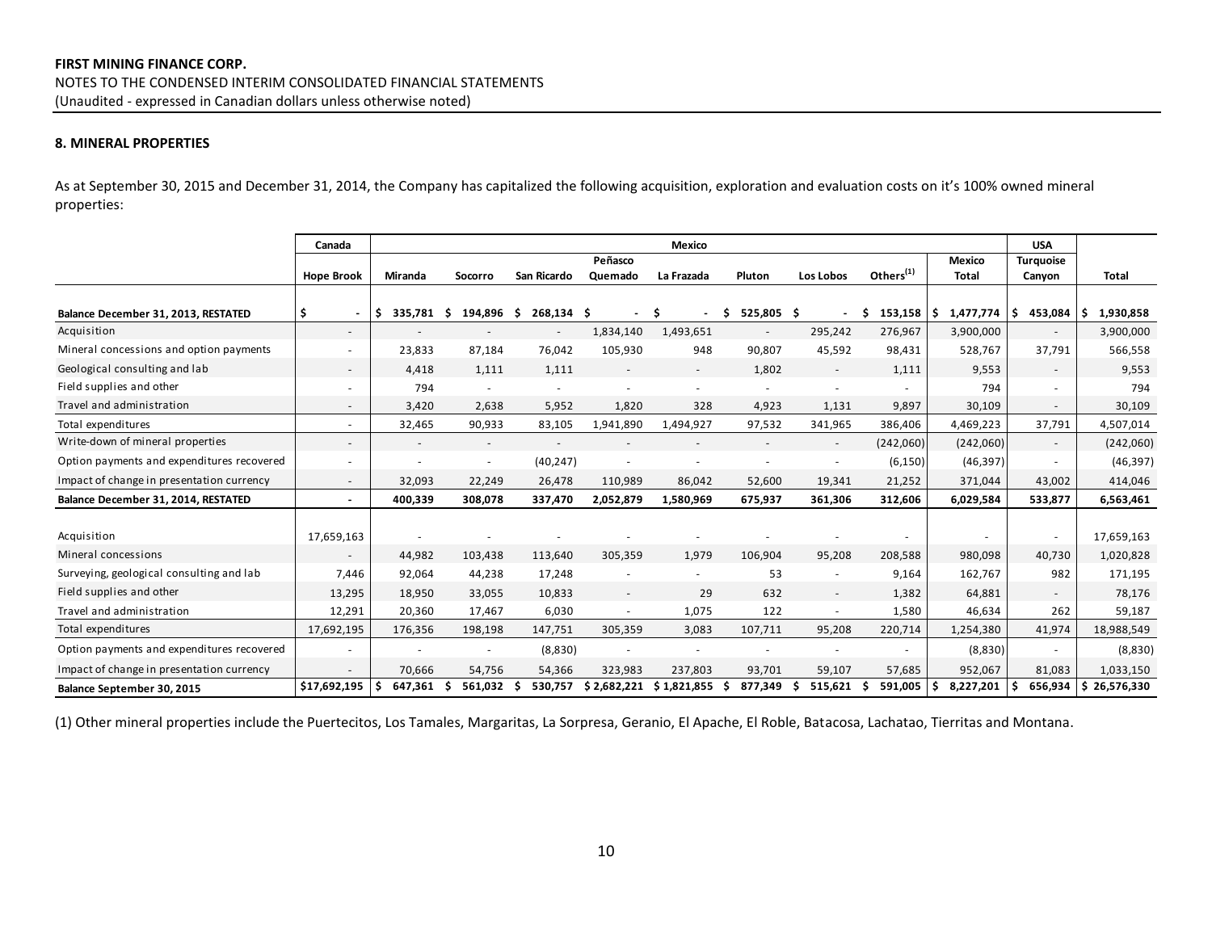**FIRST MINING FINANCE CORP.**
NOTES TO THE CONDENSED INTERIM CONSOLIDATED FINANCIAL STATEMENTS
(Unaudited - expressed in Canadian dollars unless otherwise noted)

## 8. MINERAL PROPERTIES

As at September 30, 2015 and December 31, 2014, the Company has capitalized the following acquisition, exploration and evaluation costs on it's 100% owned mineral properties:

| | Canada | Mexico | | | | | | | | | USA | |
|---|---|---|---|---|---|---|---|---|---|---|---|---|
| | Hope Brook | Miranda | Socorro | San Ricardo | Peñasco Quemado | La Frazada | Pluton | Los Lobos | Others(1) | Mexico Total | Turquoise Canyon | Total |
| **Balance December 31, 2013, RESTATED** | $ - | $ 335,781 | $ 194,896 | $ 268,134 | $ - | $ - | $ 525,805 | $ - | $ 153,158 | $ 1,477,774 | $ 453,084 | $ 1,930,858 |
| Acquisition | - | - | - | - | 1,834,140 | 1,493,651 | - | 295,242 | 276,967 | 3,900,000 | - | 3,900,000 |
| Mineral concessions and option payments | - | 23,833 | 87,184 | 76,042 | 105,930 | 948 | 90,807 | 45,592 | 98,431 | 528,767 | 37,791 | 566,558 |
| Geological consulting and lab | - | 4,418 | 1,111 | 1,111 | - | - | 1,802 | - | 1,111 | 9,553 | - | 9,553 |
| Field supplies and other | - | 794 | - | - | - | - | - | - | - | 794 | - | 794 |
| Travel and administration | - | 3,420 | 2,638 | 5,952 | 1,820 | 328 | 4,923 | 1,131 | 9,897 | 30,109 | - | 30,109 |
| Total expenditures | - | 32,465 | 90,933 | 83,105 | 1,941,890 | 1,494,927 | 97,532 | 341,965 | 386,406 | 4,469,223 | 37,791 | 4,507,014 |
| Write-down of mineral properties | - | - | - | - | - | - | - | - | (242,060) | (242,060) | - | (242,060) |
| Option payments and expenditures recovered | - | - | - | (40,247) | - | - | - | - | (6,150) | (46,397) | - | (46,397) |
| Impact of change in presentation currency | - | 32,093 | 22,249 | 26,478 | 110,989 | 86,042 | 52,600 | 19,341 | 21,252 | 371,044 | 43,002 | 414,046 |
| **Balance December 31, 2014, RESTATED** | - | 400,339 | 308,078 | 337,470 | 2,052,879 | 1,580,969 | 675,937 | 361,306 | 312,606 | 6,029,584 | 533,877 | 6,563,461 |
| Acquisition | 17,659,163 | - | - | - | - | - | - | - | - | - | - | 17,659,163 |
| Mineral concessions | - | 44,982 | 103,438 | 113,640 | 305,359 | 1,979 | 106,904 | 95,208 | 208,588 | 980,098 | 40,730 | 1,020,828 |
| Surveying, geological consulting and lab | 7,446 | 92,064 | 44,238 | 17,248 | - | - | 53 | - | 9,164 | 162,767 | 982 | 171,195 |
| Field supplies and other | 13,295 | 18,950 | 33,055 | 10,833 | - | 29 | 632 | - | 1,382 | 64,881 | - | 78,176 |
| Travel and administration | 12,291 | 20,360 | 17,467 | 6,030 | - | 1,075 | 122 | - | 1,580 | 46,634 | 262 | 59,187 |
| Total expenditures | 17,692,195 | 176,356 | 198,198 | 147,751 | 305,359 | 3,083 | 107,711 | 95,208 | 220,714 | 1,254,380 | 41,974 | 18,988,549 |
| Option payments and expenditures recovered | - | - | - | (8,830) | - | - | - | - | - | (8,830) | - | (8,830) |
| Impact of change in presentation currency | - | 70,666 | 54,756 | 54,366 | 323,983 | 237,803 | 93,701 | 59,107 | 57,685 | 952,067 | 81,083 | 1,033,150 |
| **Balance September 30, 2015** | $17,692,195 | $ 647,361 | $ 561,032 | $ 530,757 | $ 2,682,221 | $ 1,821,855 | $ 877,349 | $ 515,621 | $ 591,005 | $ 8,227,201 | $ 656,934 | $ 26,576,330 |

(1) Other mineral properties include the Puertecitos, Los Tamales, Margaritas, La Sorpresa, Geranio, El Apache, El Roble, Batacosa, Lachatao, Tierritas and Montana.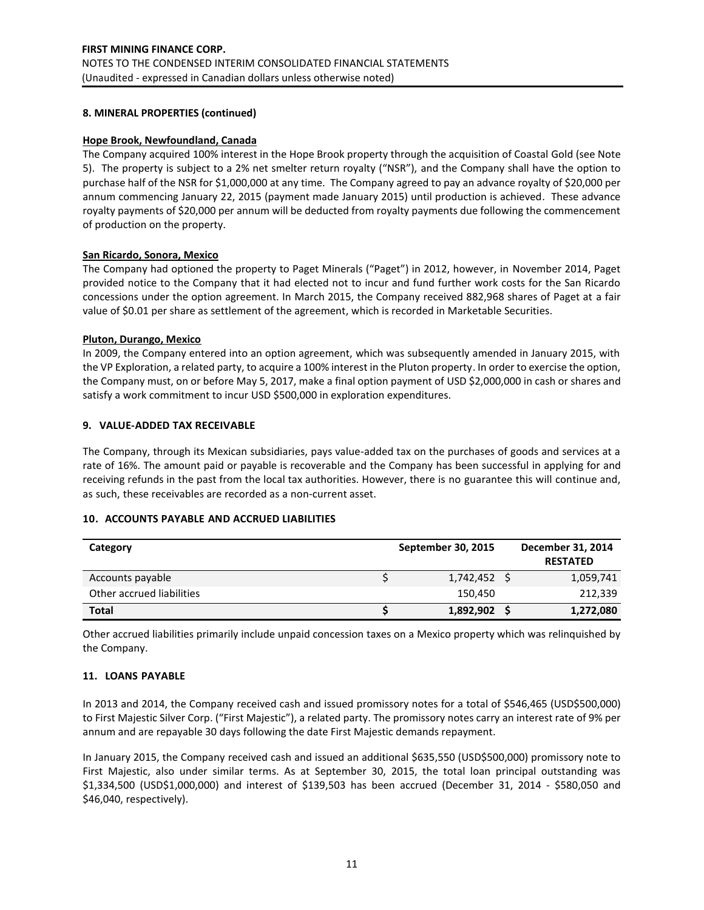## 8. MINERAL PROPERTIES (continued)

### Hope Brook, Newfoundland, Canada

The Company acquired 100% interest in the Hope Brook property through the acquisition of Coastal Gold (see Note 5). The property is subject to a 2% net smelter return royalty ("NSR"), and the Company shall have the option to purchase half of the NSR for $1,000,000 at any time. The Company agreed to pay an advance royalty of $20,000 per annum commencing January 22, 2015 (payment made January 2015) until production is achieved. These advance royalty payments of $20,000 per annum will be deducted from royalty payments due following the commencement of production on the property.

### San Ricardo, Sonora, Mexico

The Company had optioned the property to Paget Minerals ("Paget") in 2012, however, in November 2014, Paget provided notice to the Company that it had elected not to incur and fund further work costs for the San Ricardo concessions under the option agreement. In March 2015, the Company received 882,968 shares of Paget at a fair value of $0.01 per share as settlement of the agreement, which is recorded in Marketable Securities.

### Pluton, Durango, Mexico

In 2009, the Company entered into an option agreement, which was subsequently amended in January 2015, with the VP Exploration, a related party, to acquire a 100% interest in the Pluton property. In order to exercise the option, the Company must, on or before May 5, 2017, make a final option payment of USD $2,000,000 in cash or shares and satisfy a work commitment to incur USD $500,000 in exploration expenditures.

## 9. VALUE-ADDED TAX RECEIVABLE

The Company, through its Mexican subsidiaries, pays value-added tax on the purchases of goods and services at a rate of 16%. The amount paid or payable is recoverable and the Company has been successful in applying for and receiving refunds in the past from the local tax authorities. However, there is no guarantee this will continue and, as such, these receivables are recorded as a non-current asset.

## 10. ACCOUNTS PAYABLE AND ACCRUED LIABILITIES

| Category | September 30, 2015 | December 31, 2014 RESTATED |
|---|---|---|
| Accounts payable | $ 1,742,452 | $ 1,059,741 |
| Other accrued liabilities | 150,450 | 212,339 |
| **Total** | **$ 1,892,902** | **$ 1,272,080** |

Other accrued liabilities primarily include unpaid concession taxes on a Mexico property which was relinquished by the Company.

## 11. LOANS PAYABLE

In 2013 and 2014, the Company received cash and issued promissory notes for a total of $546,465 (USD$500,000) to First Majestic Silver Corp. ("First Majestic"), a related party. The promissory notes carry an interest rate of 9% per annum and are repayable 30 days following the date First Majestic demands repayment.

In January 2015, the Company received cash and issued an additional $635,550 (USD$500,000) promissory note to First Majestic, also under similar terms. As at September 30, 2015, the total loan principal outstanding was $1,334,500 (USD$1,000,000) and interest of $139,503 has been accrued (December 31, 2014 - $580,050 and $46,040, respectively).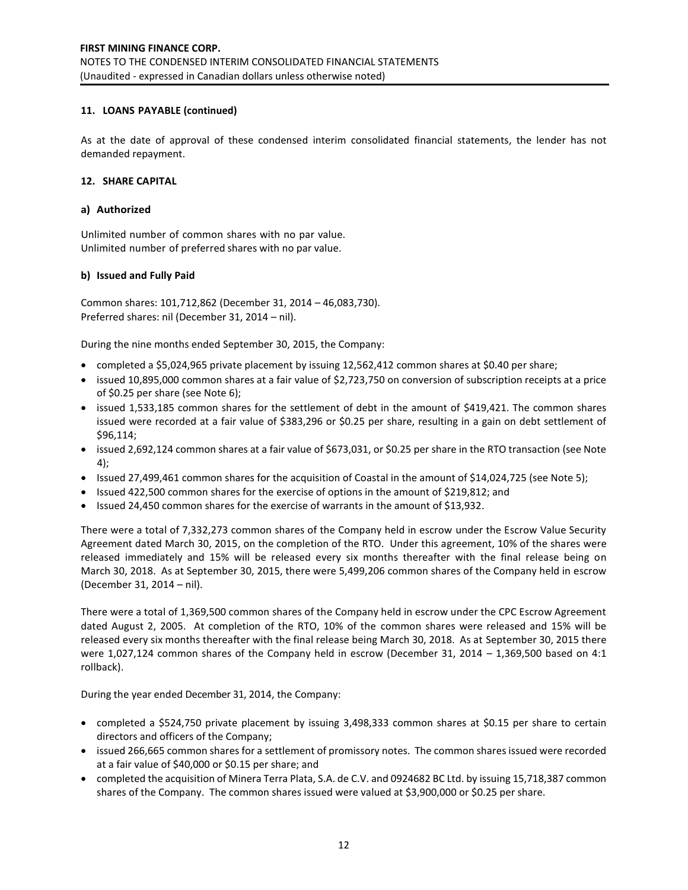### 11. LOANS PAYABLE (continued)

As at the date of approval of these condensed interim consolidated financial statements, the lender has not demanded repayment.

### 12. SHARE CAPITAL

#### a) Authorized

Unlimited number of common shares with no par value.
Unlimited number of preferred shares with no par value.

#### b) Issued and Fully Paid

Common shares: 101,712,862 (December 31, 2014 – 46,083,730).
Preferred shares: nil (December 31, 2014 – nil).

During the nine months ended September 30, 2015, the Company:

- completed a $5,024,965 private placement by issuing 12,562,412 common shares at $0.40 per share;
- issued 10,895,000 common shares at a fair value of $2,723,750 on conversion of subscription receipts at a price of $0.25 per share (see Note 6);
- issued 1,533,185 common shares for the settlement of debt in the amount of $419,421. The common shares issued were recorded at a fair value of $383,296 or $0.25 per share, resulting in a gain on debt settlement of $96,114;
- issued 2,692,124 common shares at a fair value of $673,031, or $0.25 per share in the RTO transaction (see Note 4);
- Issued 27,499,461 common shares for the acquisition of Coastal in the amount of $14,024,725 (see Note 5);
- Issued 422,500 common shares for the exercise of options in the amount of $219,812; and
- Issued 24,450 common shares for the exercise of warrants in the amount of $13,932.

There were a total of 7,332,273 common shares of the Company held in escrow under the Escrow Value Security Agreement dated March 30, 2015, on the completion of the RTO. Under this agreement, 10% of the shares were released immediately and 15% will be released every six months thereafter with the final release being on March 30, 2018. As at September 30, 2015, there were 5,499,206 common shares of the Company held in escrow (December 31, 2014 – nil).

There were a total of 1,369,500 common shares of the Company held in escrow under the CPC Escrow Agreement dated August 2, 2005. At completion of the RTO, 10% of the common shares were released and 15% will be released every six months thereafter with the final release being March 30, 2018. As at September 30, 2015 there were 1,027,124 common shares of the Company held in escrow (December 31, 2014 – 1,369,500 based on 4:1 rollback).

During the year ended December 31, 2014, the Company:

- completed a $524,750 private placement by issuing 3,498,333 common shares at $0.15 per share to certain directors and officers of the Company;
- issued 266,665 common shares for a settlement of promissory notes. The common shares issued were recorded at a fair value of $40,000 or $0.15 per share; and
- completed the acquisition of Minera Terra Plata, S.A. de C.V. and 0924682 BC Ltd. by issuing 15,718,387 common shares of the Company. The common shares issued were valued at $3,900,000 or $0.25 per share.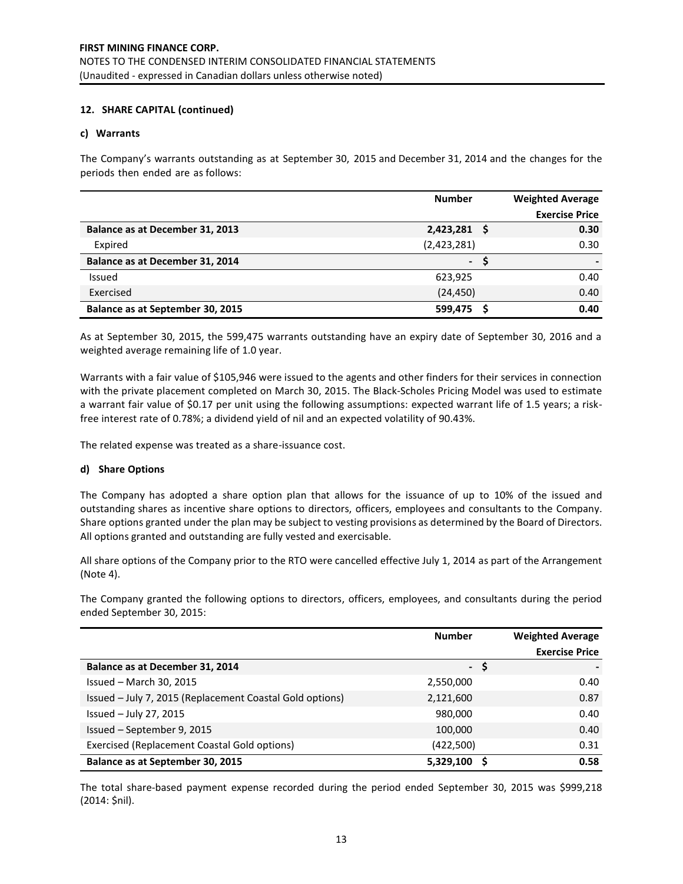**FIRST MINING FINANCE CORP.**
NOTES TO THE CONDENSED INTERIM CONSOLIDATED FINANCIAL STATEMENTS
(Unaudited - expressed in Canadian dollars unless otherwise noted)

**12. SHARE CAPITAL (continued)**

**c) Warrants**

The Company's warrants outstanding as at September 30, 2015 and December 31, 2014 and the changes for the periods then ended are as follows:

| | Number | Weighted Average Exercise Price |
|---|---|---|
| **Balance as at December 31, 2013** | **2,423,281** | **$ 0.30** |
| Expired | (2,423,281) | 0.30 |
| **Balance as at December 31, 2014** | **-** | **$ -** |
| Issued | 623,925 | 0.40 |
| Exercised | (24,450) | 0.40 |
| **Balance as at September 30, 2015** | **599,475** | **$ 0.40** |

As at September 30, 2015, the 599,475 warrants outstanding have an expiry date of September 30, 2016 and a weighted average remaining life of 1.0 year.

Warrants with a fair value of $105,946 were issued to the agents and other finders for their services in connection with the private placement completed on March 30, 2015. The Black-Scholes Pricing Model was used to estimate a warrant fair value of $0.17 per unit using the following assumptions: expected warrant life of 1.5 years; a risk-free interest rate of 0.78%; a dividend yield of nil and an expected volatility of 90.43%.

The related expense was treated as a share-issuance cost.

**d) Share Options**

The Company has adopted a share option plan that allows for the issuance of up to 10% of the issued and outstanding shares as incentive share options to directors, officers, employees and consultants to the Company. Share options granted under the plan may be subject to vesting provisions as determined by the Board of Directors. All options granted and outstanding are fully vested and exercisable.

All share options of the Company prior to the RTO were cancelled effective July 1, 2014 as part of the Arrangement (Note 4).

The Company granted the following options to directors, officers, employees, and consultants during the period ended September 30, 2015:

| | Number | Weighted Average Exercise Price |
|---|---|---|
| **Balance as at December 31, 2014** | **-** | **$ -** |
| Issued – March 30, 2015 | 2,550,000 | 0.40 |
| Issued – July 7, 2015 (Replacement Coastal Gold options) | 2,121,600 | 0.87 |
| Issued – July 27, 2015 | 980,000 | 0.40 |
| Issued – September 9, 2015 | 100,000 | 0.40 |
| Exercised (Replacement Coastal Gold options) | (422,500) | 0.31 |
| **Balance as at September 30, 2015** | **5,329,100** | **$ 0.58** |

The total share-based payment expense recorded during the period ended September 30, 2015 was $999,218 (2014: $nil).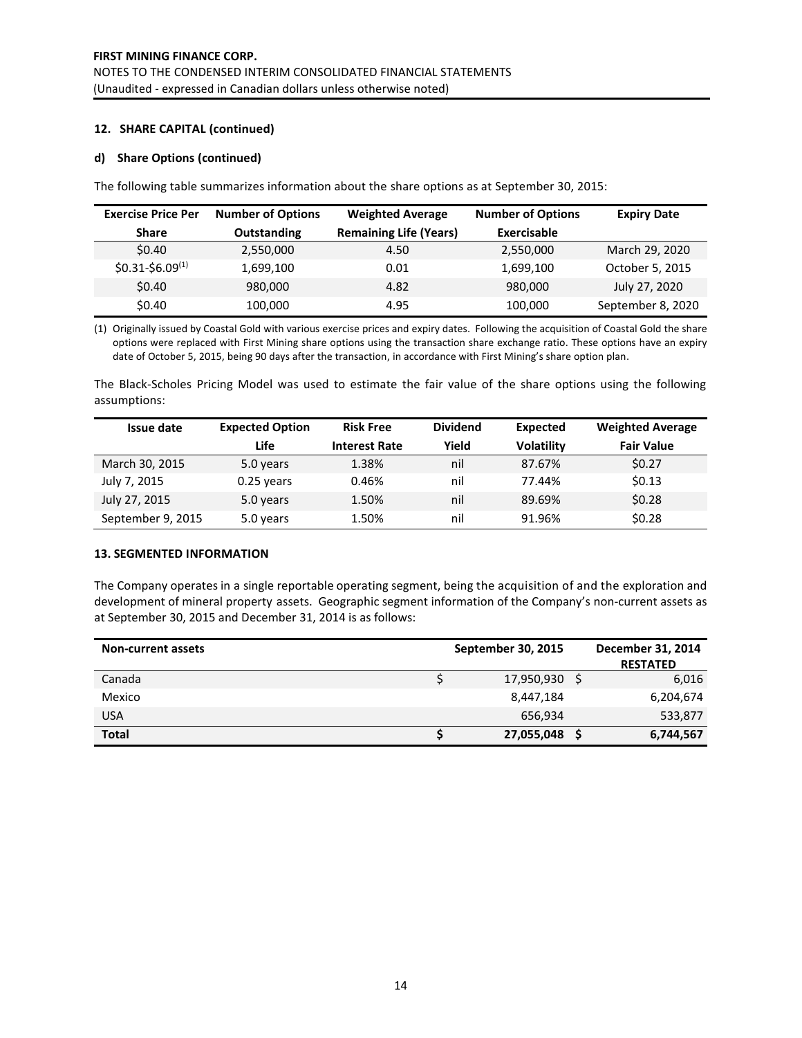#### 12. SHARE CAPITAL (continued)

#### d) Share Options (continued)

The following table summarizes information about the share options as at September 30, 2015:

| Exercise Price Per Share | Number of Options Outstanding | Weighted Average Remaining Life (Years) | Number of Options Exercisable | Expiry Date |
|---|---|---|---|---|
| $0.40 | 2,550,000 | 4.50 | 2,550,000 | March 29, 2020 |
| $0.31-$6.09[1] | 1,699,100 | 0.01 | 1,699,100 | October 5, 2015 |
| $0.40 | 980,000 | 4.82 | 980,000 | July 27, 2020 |
| $0.40 | 100,000 | 4.95 | 100,000 | September 8, 2020 |

(1) Originally issued by Coastal Gold with various exercise prices and expiry dates. Following the acquisition of Coastal Gold the share options were replaced with First Mining share options using the transaction share exchange ratio. These options have an expiry date of October 5, 2015, being 90 days after the transaction, in accordance with First Mining's share option plan.

The Black-Scholes Pricing Model was used to estimate the fair value of the share options using the following assumptions:

| Issue date | Expected Option Life | Risk Free Interest Rate | Dividend Yield | Expected Volatility | Weighted Average Fair Value |
|---|---|---|---|---|---|
| March 30, 2015 | 5.0 years | 1.38% | nil | 87.67% | $0.27 |
| July 7, 2015 | 0.25 years | 0.46% | nil | 77.44% | $0.13 |
| July 27, 2015 | 5.0 years | 1.50% | nil | 89.69% | $0.28 |
| September 9, 2015 | 5.0 years | 1.50% | nil | 91.96% | $0.28 |

#### 13. SEGMENTED INFORMATION

The Company operates in a single reportable operating segment, being the acquisition of and the exploration and development of mineral property assets. Geographic segment information of the Company's non-current assets as at September 30, 2015 and December 31, 2014 is as follows:

| Non-current assets | September 30, 2015 | December 31, 2014 RESTATED |
|---|---|---|
| Canada | $ 17,950,930 | $ 6,016 |
| Mexico | 8,447,184 | 6,204,674 |
| USA | 656,934 | 533,877 |
| **Total** | **$ 27,055,048** | **$ 6,744,567** |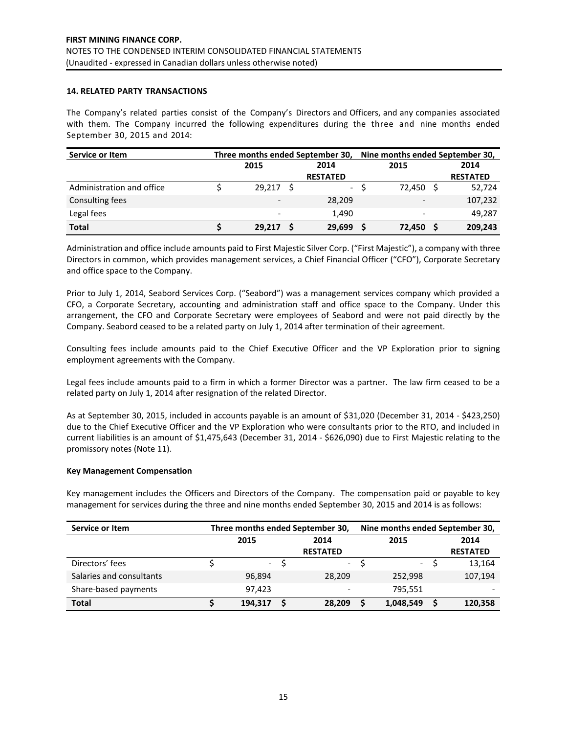**FIRST MINING FINANCE CORP.**
NOTES TO THE CONDENSED INTERIM CONSOLIDATED FINANCIAL STATEMENTS
(Unaudited - expressed in Canadian dollars unless otherwise noted)

### 14. RELATED PARTY TRANSACTIONS

The Company's related parties consist of the Company's Directors and Officers, and any companies associated with them. The Company incurred the following expenditures during the three and nine months ended September 30, 2015 and 2014:

| Service or Item | Three months ended September 30, | | Nine months ended September 30, | |
|---|---|---|---|---|
| | 2015 | 2014 RESTATED | 2015 | 2014 RESTATED |
| Administration and office | $ 29,217 | $ - | $ 72,450 | $ 52,724 |
| Consulting fees | - | 28,209 | - | 107,232 |
| Legal fees | - | 1,490 | - | 49,287 |
| **Total** | **$ 29,217** | **$ 29,699** | **$ 72,450** | **$ 209,243** |

Administration and office include amounts paid to First Majestic Silver Corp. ("First Majestic"), a company with three Directors in common, which provides management services, a Chief Financial Officer ("CFO"), Corporate Secretary and office space to the Company.

Prior to July 1, 2014, Seabord Services Corp. ("Seabord") was a management services company which provided a CFO, a Corporate Secretary, accounting and administration staff and office space to the Company. Under this arrangement, the CFO and Corporate Secretary were employees of Seabord and were not paid directly by the Company. Seabord ceased to be a related party on July 1, 2014 after termination of their agreement.

Consulting fees include amounts paid to the Chief Executive Officer and the VP Exploration prior to signing employment agreements with the Company.

Legal fees include amounts paid to a firm in which a former Director was a partner. The law firm ceased to be a related party on July 1, 2014 after resignation of the related Director.

As at September 30, 2015, included in accounts payable is an amount of $31,020 (December 31, 2014 - $423,250) due to the Chief Executive Officer and the VP Exploration who were consultants prior to the RTO, and included in current liabilities is an amount of $1,475,643 (December 31, 2014 - $626,090) due to First Majestic relating to the promissory notes (Note 11).

#### Key Management Compensation

Key management includes the Officers and Directors of the Company. The compensation paid or payable to key management for services during the three and nine months ended September 30, 2015 and 2014 is as follows:

| Service or Item | Three months ended September 30, | | Nine months ended September 30, | |
|---|---|---|---|---|
| | 2015 | 2014 RESTATED | 2015 | 2014 RESTATED |
| Directors' fees | $ - | $ - | $ - | $ 13,164 |
| Salaries and consultants | 96,894 | 28,209 | 252,998 | 107,194 |
| Share-based payments | 97,423 | - | 795,551 | - |
| **Total** | **$ 194,317** | **$ 28,209** | **$ 1,048,549** | **$ 120,358** |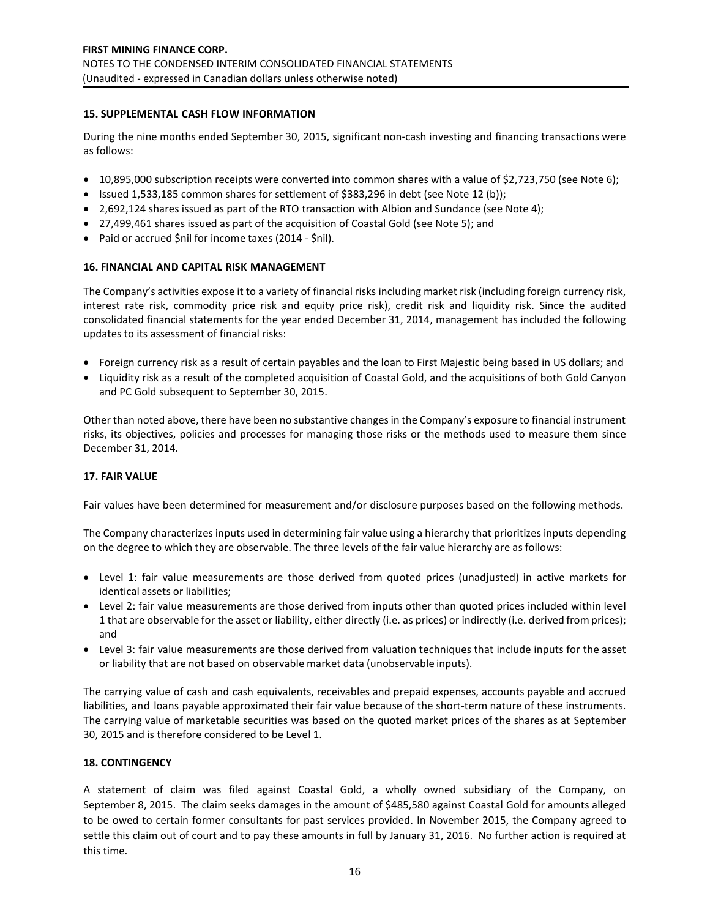## 15. SUPPLEMENTAL CASH FLOW INFORMATION

During the nine months ended September 30, 2015, significant non-cash investing and financing transactions were as follows:

- 10,895,000 subscription receipts were converted into common shares with a value of $2,723,750 (see Note 6);
- Issued 1,533,185 common shares for settlement of $383,296 in debt (see Note 12 (b));
- 2,692,124 shares issued as part of the RTO transaction with Albion and Sundance (see Note 4);
- 27,499,461 shares issued as part of the acquisition of Coastal Gold (see Note 5); and
- Paid or accrued $nil for income taxes (2014 - $nil).

## 16. FINANCIAL AND CAPITAL RISK MANAGEMENT

The Company's activities expose it to a variety of financial risks including market risk (including foreign currency risk, interest rate risk, commodity price risk and equity price risk), credit risk and liquidity risk. Since the audited consolidated financial statements for the year ended December 31, 2014, management has included the following updates to its assessment of financial risks:

- Foreign currency risk as a result of certain payables and the loan to First Majestic being based in US dollars; and
- Liquidity risk as a result of the completed acquisition of Coastal Gold, and the acquisitions of both Gold Canyon and PC Gold subsequent to September 30, 2015.

Other than noted above, there have been no substantive changes in the Company's exposure to financial instrument risks, its objectives, policies and processes for managing those risks or the methods used to measure them since December 31, 2014.

## 17. FAIR VALUE

Fair values have been determined for measurement and/or disclosure purposes based on the following methods.

The Company characterizes inputs used in determining fair value using a hierarchy that prioritizes inputs depending on the degree to which they are observable. The three levels of the fair value hierarchy are as follows:

- Level 1: fair value measurements are those derived from quoted prices (unadjusted) in active markets for identical assets or liabilities;
- Level 2: fair value measurements are those derived from inputs other than quoted prices included within level 1 that are observable for the asset or liability, either directly (i.e. as prices) or indirectly (i.e. derived from prices); and
- Level 3: fair value measurements are those derived from valuation techniques that include inputs for the asset or liability that are not based on observable market data (unobservable inputs).

The carrying value of cash and cash equivalents, receivables and prepaid expenses, accounts payable and accrued liabilities, and loans payable approximated their fair value because of the short-term nature of these instruments. The carrying value of marketable securities was based on the quoted market prices of the shares as at September 30, 2015 and is therefore considered to be Level 1.

## 18. CONTINGENCY

A statement of claim was filed against Coastal Gold, a wholly owned subsidiary of the Company, on September 8, 2015. The claim seeks damages in the amount of $485,580 against Coastal Gold for amounts alleged to be owed to certain former consultants for past services provided. In November 2015, the Company agreed to settle this claim out of court and to pay these amounts in full by January 31, 2016. No further action is required at this time.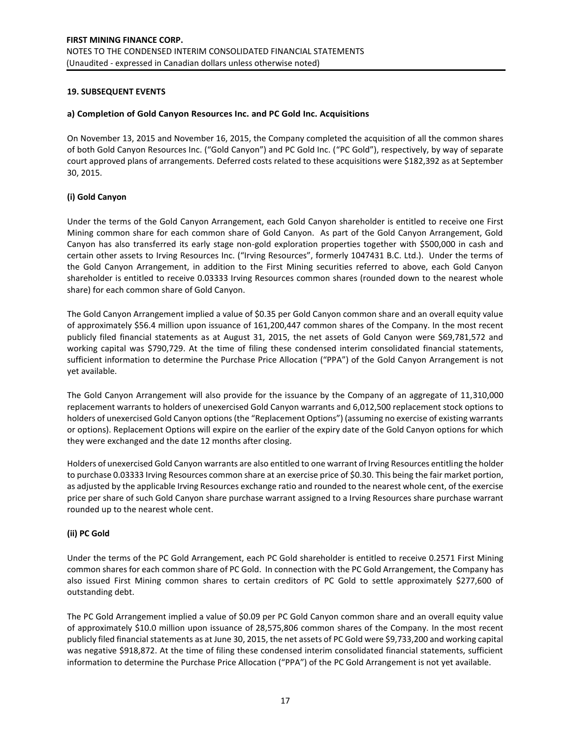## 19. SUBSEQUENT EVENTS

### a) Completion of Gold Canyon Resources Inc. and PC Gold Inc. Acquisitions

On November 13, 2015 and November 16, 2015, the Company completed the acquisition of all the common shares of both Gold Canyon Resources Inc. ("Gold Canyon") and PC Gold Inc. ("PC Gold"), respectively, by way of separate court approved plans of arrangements. Deferred costs related to these acquisitions were $182,392 as at September 30, 2015.

#### (i) Gold Canyon

Under the terms of the Gold Canyon Arrangement, each Gold Canyon shareholder is entitled to receive one First Mining common share for each common share of Gold Canyon. As part of the Gold Canyon Arrangement, Gold Canyon has also transferred its early stage non-gold exploration properties together with $500,000 in cash and certain other assets to Irving Resources Inc. ("Irving Resources", formerly 1047431 B.C. Ltd.). Under the terms of the Gold Canyon Arrangement, in addition to the First Mining securities referred to above, each Gold Canyon shareholder is entitled to receive 0.03333 Irving Resources common shares (rounded down to the nearest whole share) for each common share of Gold Canyon.

The Gold Canyon Arrangement implied a value of $0.35 per Gold Canyon common share and an overall equity value of approximately $56.4 million upon issuance of 161,200,447 common shares of the Company. In the most recent publicly filed financial statements as at August 31, 2015, the net assets of Gold Canyon were $69,781,572 and working capital was $790,729. At the time of filing these condensed interim consolidated financial statements, sufficient information to determine the Purchase Price Allocation ("PPA") of the Gold Canyon Arrangement is not yet available.

The Gold Canyon Arrangement will also provide for the issuance by the Company of an aggregate of 11,310,000 replacement warrants to holders of unexercised Gold Canyon warrants and 6,012,500 replacement stock options to holders of unexercised Gold Canyon options (the "Replacement Options") (assuming no exercise of existing warrants or options). Replacement Options will expire on the earlier of the expiry date of the Gold Canyon options for which they were exchanged and the date 12 months after closing.

Holders of unexercised Gold Canyon warrants are also entitled to one warrant of Irving Resources entitling the holder to purchase 0.03333 Irving Resources common share at an exercise price of $0.30. This being the fair market portion, as adjusted by the applicable Irving Resources exchange ratio and rounded to the nearest whole cent, of the exercise price per share of such Gold Canyon share purchase warrant assigned to a Irving Resources share purchase warrant rounded up to the nearest whole cent.

#### (ii) PC Gold

Under the terms of the PC Gold Arrangement, each PC Gold shareholder is entitled to receive 0.2571 First Mining common shares for each common share of PC Gold. In connection with the PC Gold Arrangement, the Company has also issued First Mining common shares to certain creditors of PC Gold to settle approximately $277,600 of outstanding debt.

The PC Gold Arrangement implied a value of $0.09 per PC Gold Canyon common share and an overall equity value of approximately $10.0 million upon issuance of 28,575,806 common shares of the Company. In the most recent publicly filed financial statements as at June 30, 2015, the net assets of PC Gold were $9,733,200 and working capital was negative $918,872. At the time of filing these condensed interim consolidated financial statements, sufficient information to determine the Purchase Price Allocation ("PPA") of the PC Gold Arrangement is not yet available.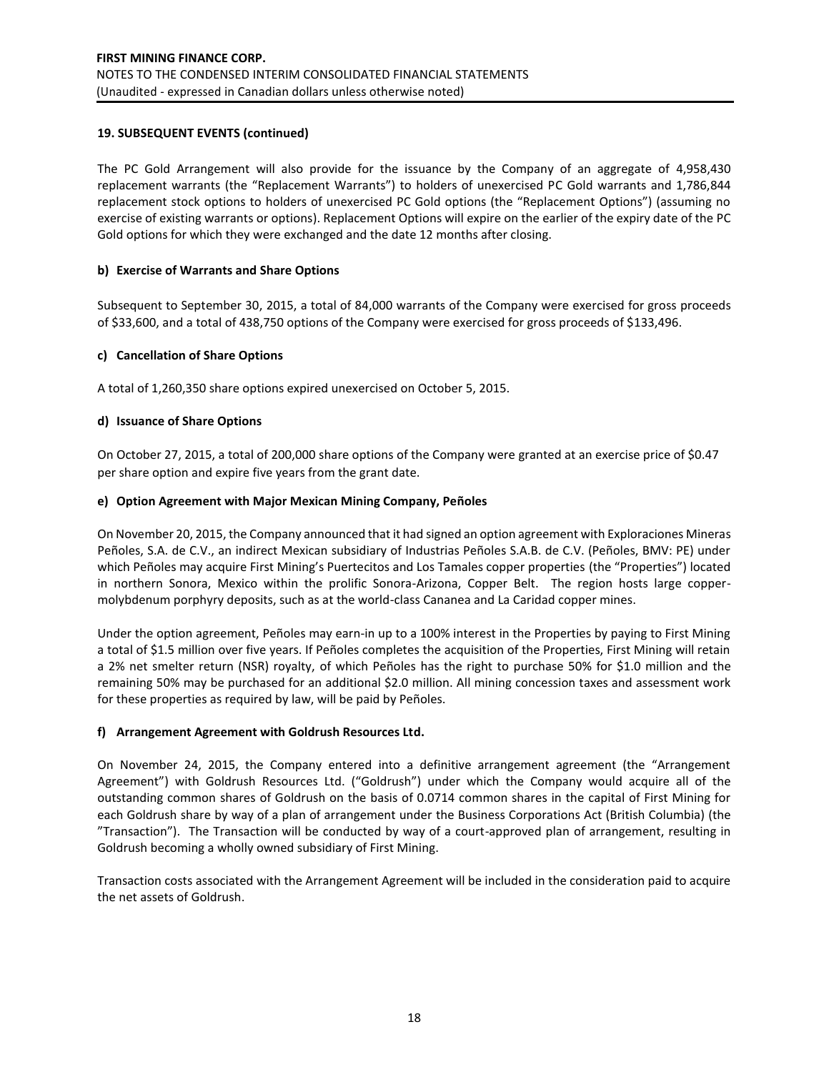## 19. SUBSEQUENT EVENTS (continued)

The PC Gold Arrangement will also provide for the issuance by the Company of an aggregate of 4,958,430 replacement warrants (the "Replacement Warrants") to holders of unexercised PC Gold warrants and 1,786,844 replacement stock options to holders of unexercised PC Gold options (the "Replacement Options") (assuming no exercise of existing warrants or options). Replacement Options will expire on the earlier of the expiry date of the PC Gold options for which they were exchanged and the date 12 months after closing.

### b) Exercise of Warrants and Share Options

Subsequent to September 30, 2015, a total of 84,000 warrants of the Company were exercised for gross proceeds of $33,600, and a total of 438,750 options of the Company were exercised for gross proceeds of $133,496.

### c) Cancellation of Share Options

A total of 1,260,350 share options expired unexercised on October 5, 2015.

### d) Issuance of Share Options

On October 27, 2015, a total of 200,000 share options of the Company were granted at an exercise price of $0.47 per share option and expire five years from the grant date.

### e) Option Agreement with Major Mexican Mining Company, Peñoles

On November 20, 2015, the Company announced that it had signed an option agreement with Exploraciones Mineras Peñoles, S.A. de C.V., an indirect Mexican subsidiary of Industrias Peñoles S.A.B. de C.V. (Peñoles, BMV: PE) under which Peñoles may acquire First Mining's Puertecitos and Los Tamales copper properties (the "Properties") located in northern Sonora, Mexico within the prolific Sonora-Arizona, Copper Belt. The region hosts large copper-molybdenum porphyry deposits, such as at the world-class Cananea and La Caridad copper mines.

Under the option agreement, Peñoles may earn-in up to a 100% interest in the Properties by paying to First Mining a total of $1.5 million over five years. If Peñoles completes the acquisition of the Properties, First Mining will retain a 2% net smelter return (NSR) royalty, of which Peñoles has the right to purchase 50% for $1.0 million and the remaining 50% may be purchased for an additional $2.0 million. All mining concession taxes and assessment work for these properties as required by law, will be paid by Peñoles.

### f) Arrangement Agreement with Goldrush Resources Ltd.

On November 24, 2015, the Company entered into a definitive arrangement agreement (the "Arrangement Agreement") with Goldrush Resources Ltd. ("Goldrush") under which the Company would acquire all of the outstanding common shares of Goldrush on the basis of 0.0714 common shares in the capital of First Mining for each Goldrush share by way of a plan of arrangement under the Business Corporations Act (British Columbia) (the "Transaction"). The Transaction will be conducted by way of a court-approved plan of arrangement, resulting in Goldrush becoming a wholly owned subsidiary of First Mining.

Transaction costs associated with the Arrangement Agreement will be included in the consideration paid to acquire the net assets of Goldrush.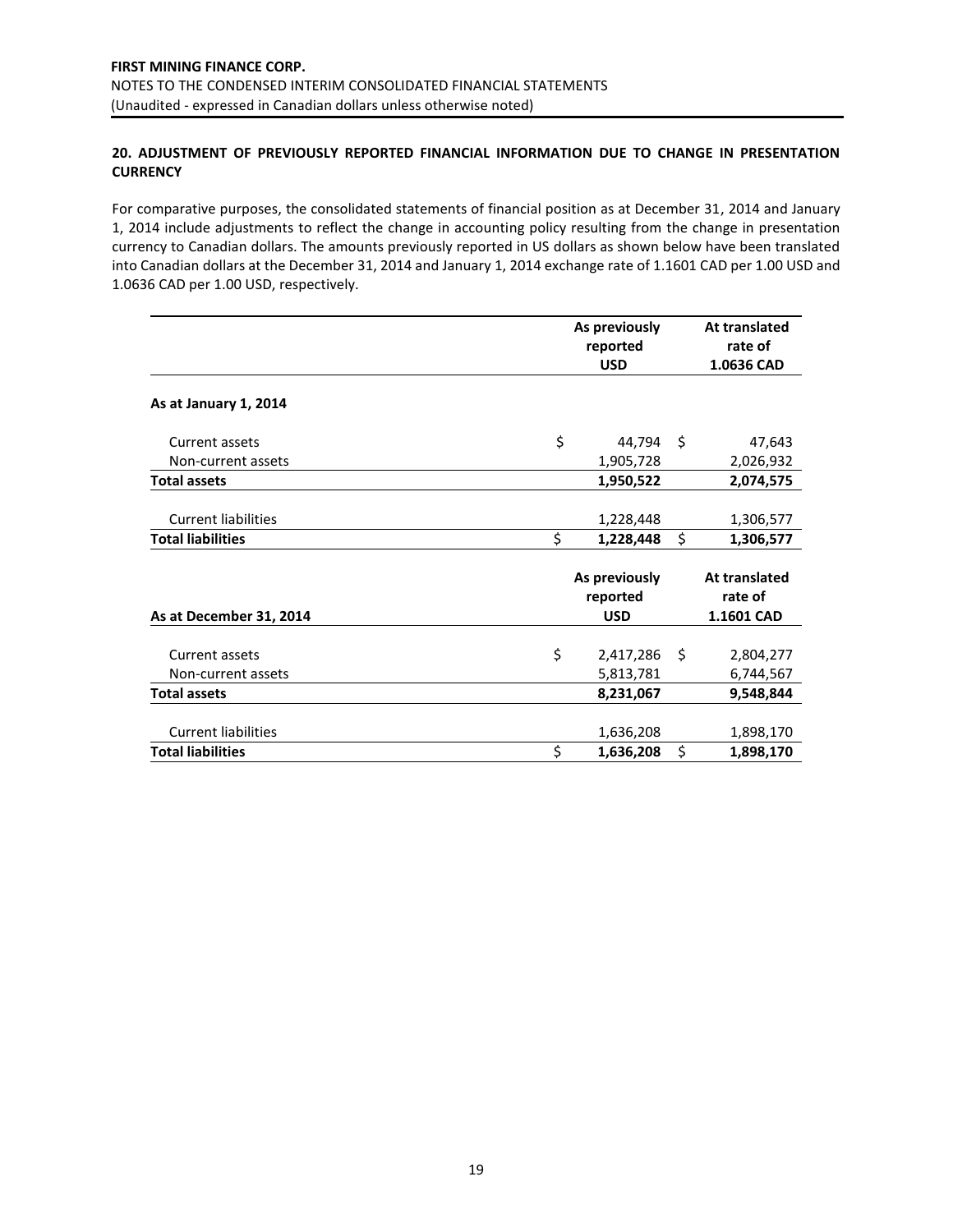## 20. ADJUSTMENT OF PREVIOUSLY REPORTED FINANCIAL INFORMATION DUE TO CHANGE IN PRESENTATION CURRENCY

For comparative purposes, the consolidated statements of financial position as at December 31, 2014 and January 1, 2014 include adjustments to reflect the change in accounting policy resulting from the change in presentation currency to Canadian dollars. The amounts previously reported in US dollars as shown below have been translated into Canadian dollars at the December 31, 2014 and January 1, 2014 exchange rate of 1.1601 CAD per 1.00 USD and 1.0636 CAD per 1.00 USD, respectively.

| | As previously reported USD | At translated rate of 1.0636 CAD |
|---|---|---|
| **As at January 1, 2014** | | |
| Current assets | $ 44,794 | $ 47,643 |
| Non-current assets | 1,905,728 | 2,026,932 |
| **Total assets** | **1,950,522** | **2,074,575** |
| Current liabilities | 1,228,448 | 1,306,577 |
| **Total liabilities** | **$ 1,228,448** | **$ 1,306,577** |

| **As at December 31, 2014** | As previously reported USD | At translated rate of 1.1601 CAD |
|---|---|---|
| Current assets | $ 2,417,286 | $ 2,804,277 |
| Non-current assets | 5,813,781 | 6,744,567 |
| **Total assets** | **8,231,067** | **9,548,844** |
| Current liabilities | 1,636,208 | 1,898,170 |
| **Total liabilities** | **$ 1,636,208** | **$ 1,898,170** |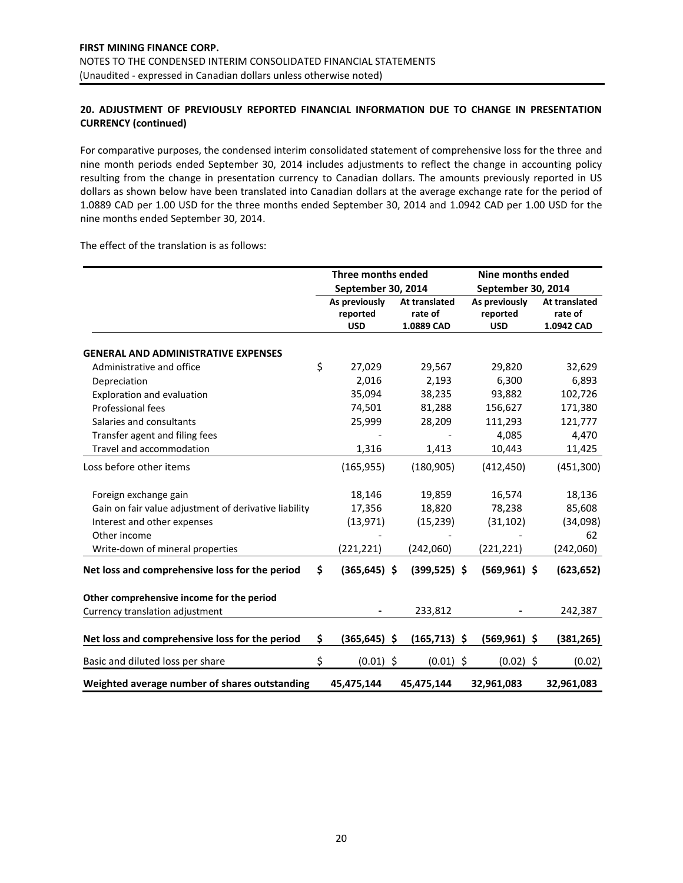**FIRST MINING FINANCE CORP.**
NOTES TO THE CONDENSED INTERIM CONSOLIDATED FINANCIAL STATEMENTS
(Unaudited - expressed in Canadian dollars unless otherwise noted)

## 20. ADJUSTMENT OF PREVIOUSLY REPORTED FINANCIAL INFORMATION DUE TO CHANGE IN PRESENTATION CURRENCY (continued)

For comparative purposes, the condensed interim consolidated statement of comprehensive loss for the three and nine month periods ended September 30, 2014 includes adjustments to reflect the change in accounting policy resulting from the change in presentation currency to Canadian dollars. The amounts previously reported in US dollars as shown below have been translated into Canadian dollars at the average exchange rate for the period of 1.0889 CAD per 1.00 USD for the three months ended September 30, 2014 and 1.0942 CAD per 1.00 USD for the nine months ended September 30, 2014.

The effect of the translation is as follows:

| | Three months ended September 30, 2014 | | Nine months ended September 30, 2014 | |
|---|---|---|---|---|
| | As previously reported USD | At translated rate of 1.0889 CAD | As previously reported USD | At translated rate of 1.0942 CAD |
| **GENERAL AND ADMINISTRATIVE EXPENSES** | | | | |
| Administrative and office | $ 27,029 | 29,567 | 29,820 | 32,629 |
| Depreciation | 2,016 | 2,193 | 6,300 | 6,893 |
| Exploration and evaluation | 35,094 | 38,235 | 93,882 | 102,726 |
| Professional fees | 74,501 | 81,288 | 156,627 | 171,380 |
| Salaries and consultants | 25,999 | 28,209 | 111,293 | 121,777 |
| Transfer agent and filing fees | - | - | 4,085 | 4,470 |
| Travel and accommodation | 1,316 | 1,413 | 10,443 | 11,425 |
| Loss before other items | (165,955) | (180,905) | (412,450) | (451,300) |
| Foreign exchange gain | 18,146 | 19,859 | 16,574 | 18,136 |
| Gain on fair value adjustment of derivative liability | 17,356 | 18,820 | 78,238 | 85,608 |
| Interest and other expenses | (13,971) | (15,239) | (31,102) | (34,098) |
| Other income | - | - | - | 62 |
| Write-down of mineral properties | (221,221) | (242,060) | (221,221) | (242,060) |
| **Net loss and comprehensive loss for the period** | **$ (365,645)** | **$ (399,525)** | **$ (569,961)** | **$ (623,652)** |
| **Other comprehensive income for the period** | | | | |
| Currency translation adjustment | - | 233,812 | - | 242,387 |
| **Net loss and comprehensive loss for the period** | **$ (365,645)** | **$ (165,713)** | **$ (569,961)** | **$ (381,265)** |
| Basic and diluted loss per share | $ (0.01) | $ (0.01) | $ (0.02) | $ (0.02) |
| **Weighted average number of shares outstanding** | **45,475,144** | **45,475,144** | **32,961,083** | **32,961,083** |